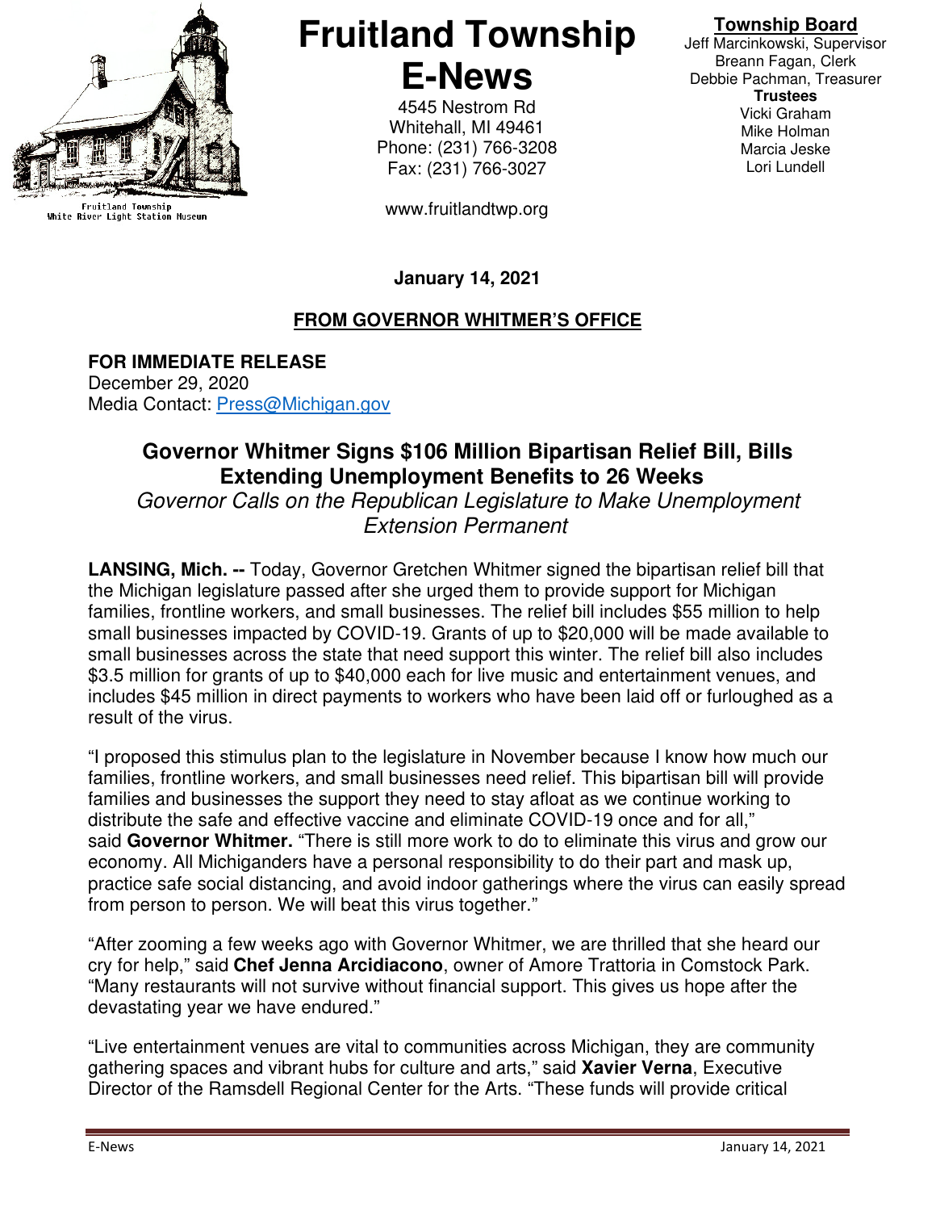Fruitland Township
White River Light Station Museum

# Fruitland Township E-News

4545 Nestrom Rd
Whitehall, MI 49461
Phone: (231) 766-3208
Fax: (231) 766-3027

www.fruitlandtwp.org

**Township Board**
Jeff Marcinkowski, Supervisor
Breann Fagan, Clerk
Debbie Pachman, Treasurer

**Trustees**
Vicki Graham
Mike Holman
Marcia Jeske
Lori Lundell

**January 14, 2021**

## FROM GOVERNOR WHITMER'S OFFICE

**FOR IMMEDIATE RELEASE**
December 29, 2020
Media Contact: Press@Michigan.gov

### Governor Whitmer Signs $106 Million Bipartisan Relief Bill, Bills Extending Unemployment Benefits to 26 Weeks

*Governor Calls on the Republican Legislature to Make Unemployment Extension Permanent*

**LANSING, Mich. --** Today, Governor Gretchen Whitmer signed the bipartisan relief bill that the Michigan legislature passed after she urged them to provide support for Michigan families, frontline workers, and small businesses. The relief bill includes $55 million to help small businesses impacted by COVID-19. Grants of up to $20,000 will be made available to small businesses across the state that need support this winter. The relief bill also includes $3.5 million for grants of up to $40,000 each for live music and entertainment venues, and includes $45 million in direct payments to workers who have been laid off or furloughed as a result of the virus.

"I proposed this stimulus plan to the legislature in November because I know how much our families, frontline workers, and small businesses need relief. This bipartisan bill will provide families and businesses the support they need to stay afloat as we continue working to distribute the safe and effective vaccine and eliminate COVID-19 once and for all," said **Governor Whitmer.** "There is still more work to do to eliminate this virus and grow our economy. All Michiganders have a personal responsibility to do their part and mask up, practice safe social distancing, and avoid indoor gatherings where the virus can easily spread from person to person. We will beat this virus together."

"After zooming a few weeks ago with Governor Whitmer, we are thrilled that she heard our cry for help," said **Chef Jenna Arcidiacono**, owner of Amore Trattoria in Comstock Park. "Many restaurants will not survive without financial support. This gives us hope after the devastating year we have endured."

"Live entertainment venues are vital to communities across Michigan, they are community gathering spaces and vibrant hubs for culture and arts," said **Xavier Verna**, Executive Director of the Ramsdell Regional Center for the Arts. "These funds will provide critical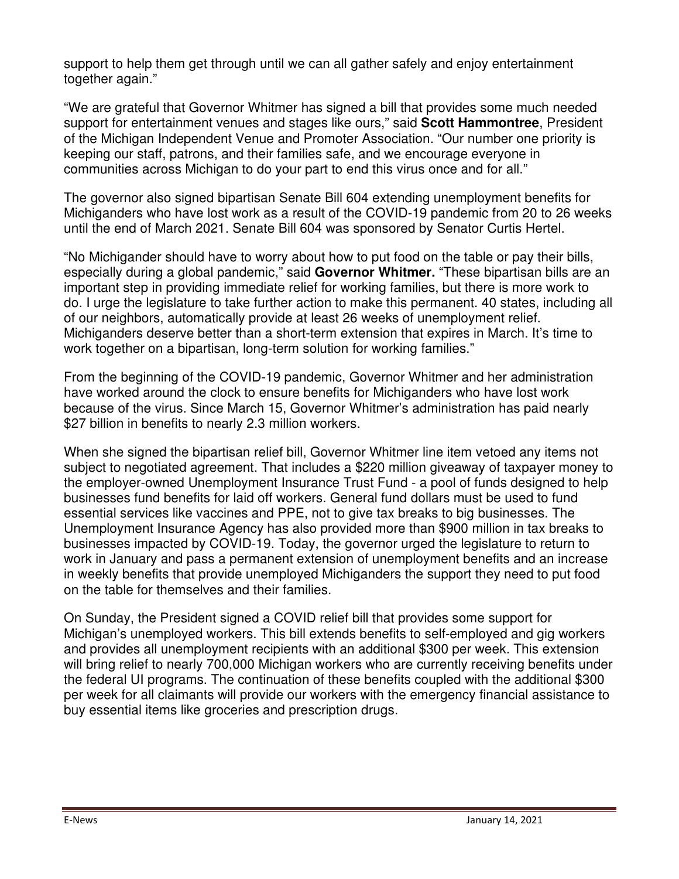support to help them get through until we can all gather safely and enjoy entertainment together again."

"We are grateful that Governor Whitmer has signed a bill that provides some much needed support for entertainment venues and stages like ours," said **Scott Hammontree**, President of the Michigan Independent Venue and Promoter Association. "Our number one priority is keeping our staff, patrons, and their families safe, and we encourage everyone in communities across Michigan to do your part to end this virus once and for all."

The governor also signed bipartisan Senate Bill 604 extending unemployment benefits for Michiganders who have lost work as a result of the COVID-19 pandemic from 20 to 26 weeks until the end of March 2021. Senate Bill 604 was sponsored by Senator Curtis Hertel.

"No Michigander should have to worry about how to put food on the table or pay their bills, especially during a global pandemic," said **Governor Whitmer.** "These bipartisan bills are an important step in providing immediate relief for working families, but there is more work to do. I urge the legislature to take further action to make this permanent. 40 states, including all of our neighbors, automatically provide at least 26 weeks of unemployment relief. Michiganders deserve better than a short-term extension that expires in March. It's time to work together on a bipartisan, long-term solution for working families."

From the beginning of the COVID-19 pandemic, Governor Whitmer and her administration have worked around the clock to ensure benefits for Michiganders who have lost work because of the virus. Since March 15, Governor Whitmer's administration has paid nearly $27 billion in benefits to nearly 2.3 million workers.

When she signed the bipartisan relief bill, Governor Whitmer line item vetoed any items not subject to negotiated agreement. That includes a $220 million giveaway of taxpayer money to the employer-owned Unemployment Insurance Trust Fund - a pool of funds designed to help businesses fund benefits for laid off workers. General fund dollars must be used to fund essential services like vaccines and PPE, not to give tax breaks to big businesses. The Unemployment Insurance Agency has also provided more than $900 million in tax breaks to businesses impacted by COVID-19. Today, the governor urged the legislature to return to work in January and pass a permanent extension of unemployment benefits and an increase in weekly benefits that provide unemployed Michiganders the support they need to put food on the table for themselves and their families.

On Sunday, the President signed a COVID relief bill that provides some support for Michigan's unemployed workers. This bill extends benefits to self-employed and gig workers and provides all unemployment recipients with an additional $300 per week. This extension will bring relief to nearly 700,000 Michigan workers who are currently receiving benefits under the federal UI programs. The continuation of these benefits coupled with the additional $300 per week for all claimants will provide our workers with the emergency financial assistance to buy essential items like groceries and prescription drugs.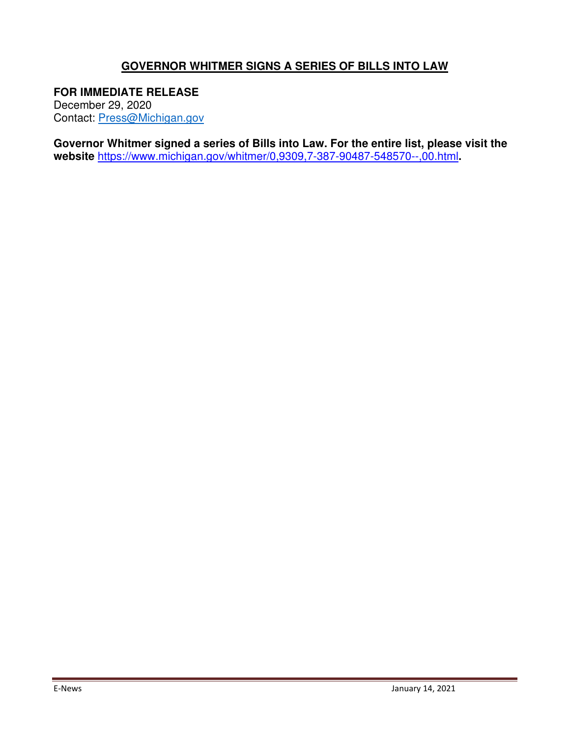## GOVERNOR WHITMER SIGNS A SERIES OF BILLS INTO LAW

**FOR IMMEDIATE RELEASE**
December 29, 2020
Contact: Press@Michigan.gov

**Governor Whitmer signed a series of Bills into Law. For the entire list, please visit the website** https://www.michigan.gov/whitmer/0,9309,7-387-90487-548570--,00.html**.**